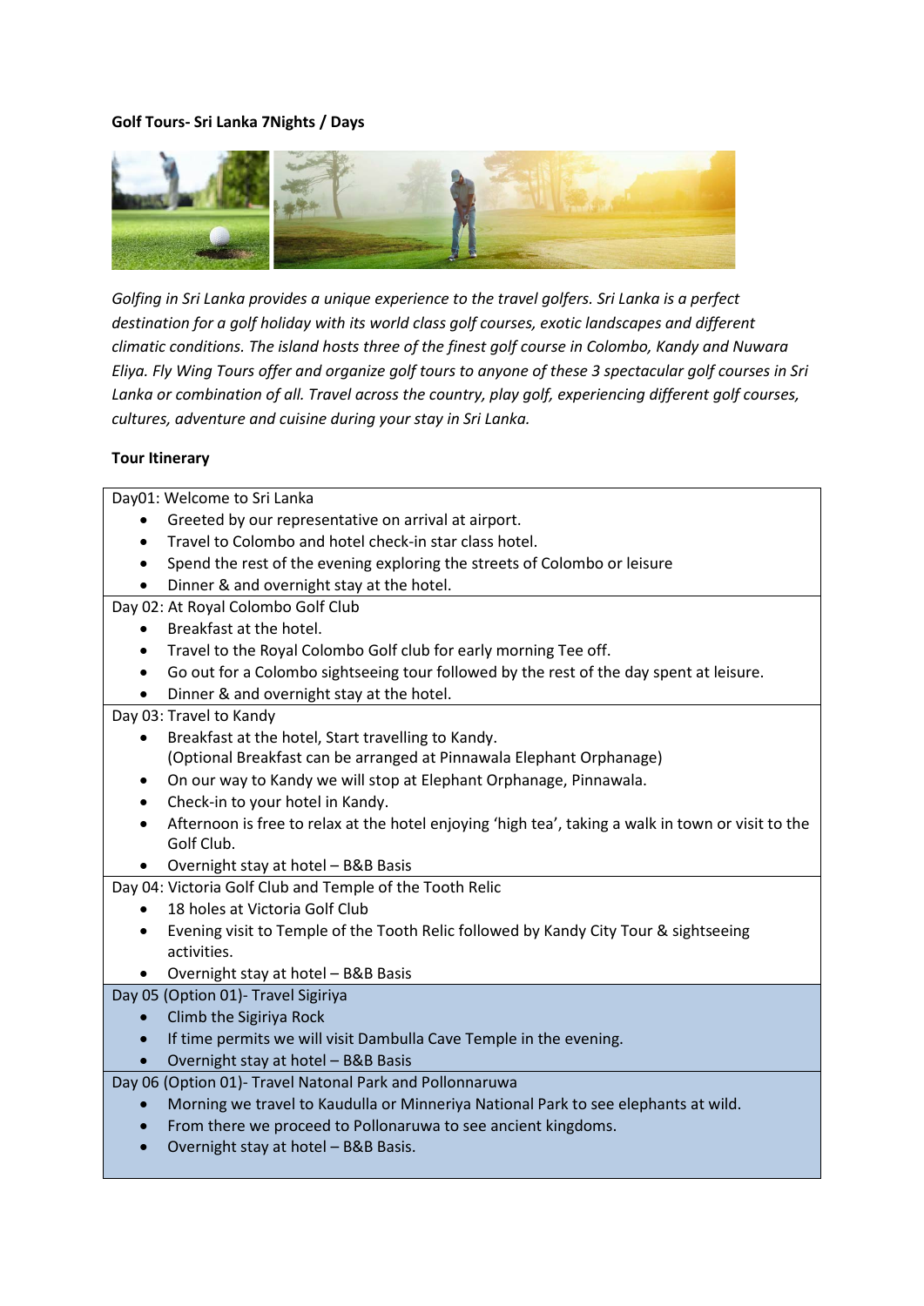**Golf Tours- Sri Lanka 7Nights / Days**

*Golfing in Sri Lanka provides a unique experience to the travel golfers. Sri Lanka is a perfect destination for a golf holiday with its world class golf courses, exotic landscapes and different climatic conditions. The island hosts three of the finest golf course in Colombo, Kandy and Nuwara Eliya. Fly Wing Tours offer and organize golf tours to anyone of these 3 spectacular golf courses in Sri Lanka or combination of all. Travel across the country, play golf, experiencing different golf courses, cultures, adventure and cuisine during your stay in Sri Lanka.*

**Tour Itinerary**

Day01: Welcome to Sri Lanka

- Greeted by our representative on arrival at airport.
- Travel to Colombo and hotel check-in star class hotel.
- Spend the rest of the evening exploring the streets of Colombo or leisure
- Dinner & and overnight stay at the hotel.

Day 02: At Royal Colombo Golf Club

- Breakfast at the hotel.
- Travel to the Royal Colombo Golf club for early morning Tee off.
- Go out for a Colombo sightseeing tour followed by the rest of the day spent at leisure.
- Dinner & and overnight stay at the hotel.

Day 03: Travel to Kandy

- Breakfast at the hotel, Start travelling to Kandy.
  (Optional Breakfast can be arranged at Pinnawala Elephant Orphanage)
- On our way to Kandy we will stop at Elephant Orphanage, Pinnawala.
- Check-in to your hotel in Kandy.
- Afternoon is free to relax at the hotel enjoying 'high tea', taking a walk in town or visit to the Golf Club.
- Overnight stay at hotel – B&B Basis

Day 04: Victoria Golf Club and Temple of the Tooth Relic

- 18 holes at Victoria Golf Club
- Evening visit to Temple of the Tooth Relic followed by Kandy City Tour & sightseeing activities.
- Overnight stay at hotel – B&B Basis

Day 05 (Option 01)- Travel Sigiriya

- Climb the Sigiriya Rock
- If time permits we will visit Dambulla Cave Temple in the evening.
- Overnight stay at hotel – B&B Basis

Day 06 (Option 01)- Travel Natonal Park and Pollonnaruwa

- Morning we travel to Kaudulla or Minneriya National Park to see elephants at wild.
- From there we proceed to Pollonaruwa to see ancient kingdoms.
- Overnight stay at hotel – B&B Basis.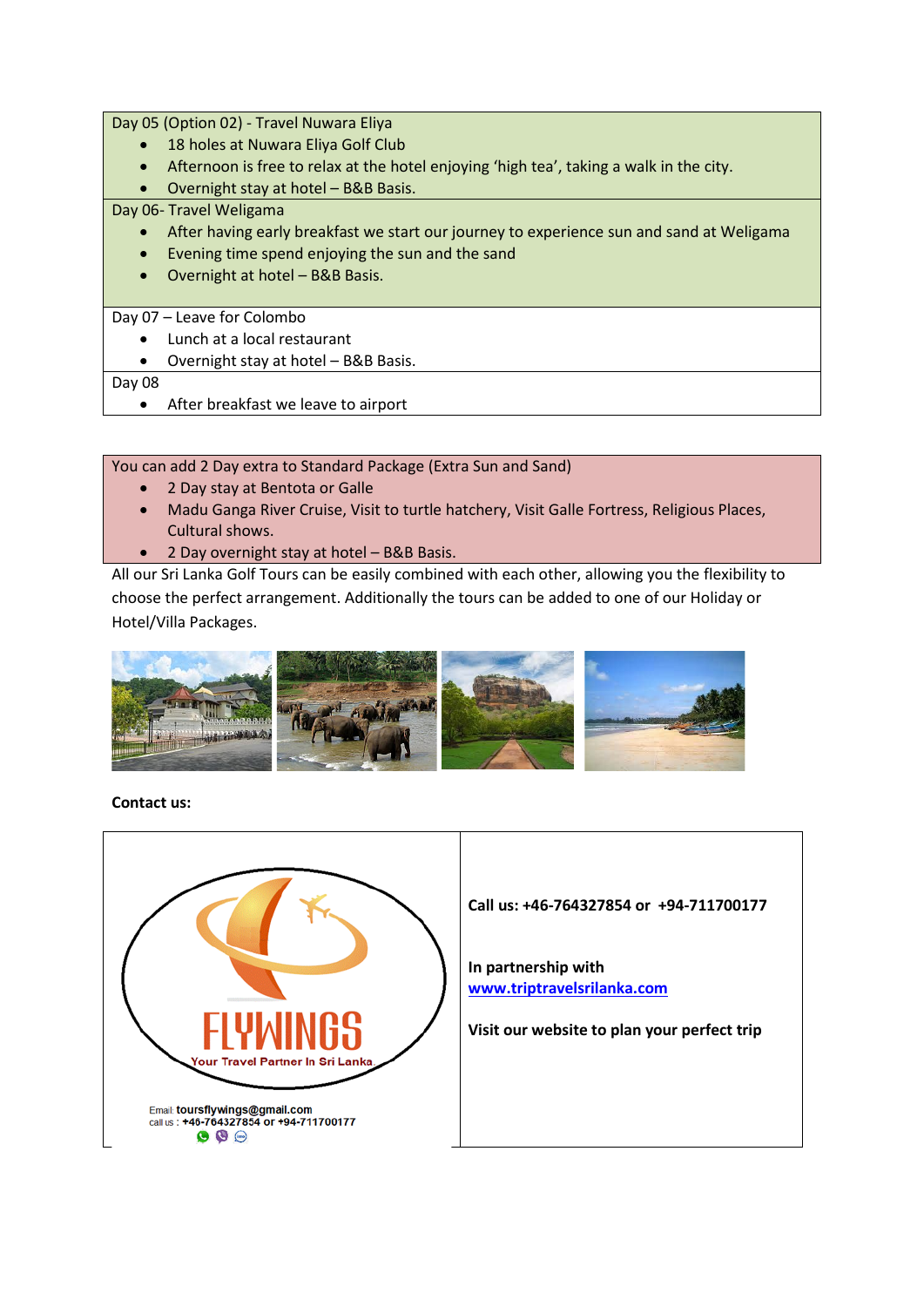Day 05 (Option 02) - Travel Nuwara Eliya

- 18 holes at Nuwara Eliya Golf Club
- Afternoon is free to relax at the hotel enjoying 'high tea', taking a walk in the city.
- Overnight stay at hotel – B&B Basis.

Day 06- Travel Weligama

- After having early breakfast we start our journey to experience sun and sand at Weligama
- Evening time spend enjoying the sun and the sand
- Overnight at hotel – B&B Basis.

Day 07 – Leave for Colombo

- Lunch at a local restaurant
- Overnight stay at hotel – B&B Basis.

Day 08

- After breakfast we leave to airport

You can add 2 Day extra to Standard Package (Extra Sun and Sand)

- 2 Day stay at Bentota or Galle
- Madu Ganga River Cruise, Visit to turtle hatchery, Visit Galle Fortress, Religious Places, Cultural shows.
- 2 Day overnight stay at hotel – B&B Basis.

All our Sri Lanka Golf Tours can be easily combined with each other, allowing you the flexibility to choose the perfect arrangement. Additionally the tours can be added to one of our Holiday or Hotel/Villa Packages.

**Contact us:**

| | |
|---|---|
| FLYWINGS<br>Your Travel Partner In Sri Lanka<br><br>Email: toursflywings@gmail.com<br>call us : +46-764327854 or +94-711700177 | **Call us: +46-764327854 or +94-711700177**<br><br>**In partnership with**<br>**www.triptravelsrilanka.com**<br><br>**Visit our website to plan your perfect trip** |